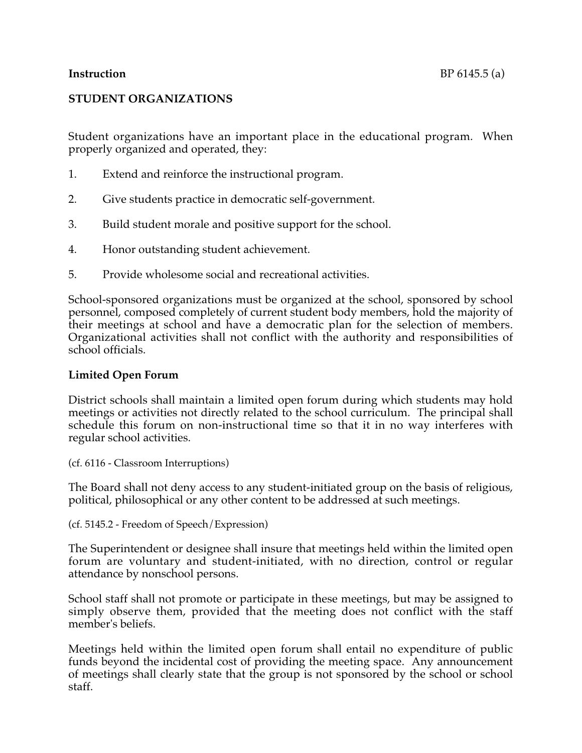**Instruction** BP 6145.5 (a)

**STUDENT ORGANIZATIONS**

Student organizations have an important place in the educational program. When properly organized and operated, they:

1. Extend and reinforce the instructional program.

2. Give students practice in democratic self-government.

3. Build student morale and positive support for the school.

4. Honor outstanding student achievement.

5. Provide wholesome social and recreational activities.

School-sponsored organizations must be organized at the school, sponsored by school personnel, composed completely of current student body members, hold the majority of their meetings at school and have a democratic plan for the selection of members. Organizational activities shall not conflict with the authority and responsibilities of school officials.

**Limited Open Forum**

District schools shall maintain a limited open forum during which students may hold meetings or activities not directly related to the school curriculum. The principal shall schedule this forum on non-instructional time so that it in no way interferes with regular school activities.

(cf. 6116 - Classroom Interruptions)

The Board shall not deny access to any student-initiated group on the basis of religious, political, philosophical or any other content to be addressed at such meetings.

(cf. 5145.2 - Freedom of Speech/Expression)

The Superintendent or designee shall insure that meetings held within the limited open forum are voluntary and student-initiated, with no direction, control or regular attendance by nonschool persons.

School staff shall not promote or participate in these meetings, but may be assigned to simply observe them, provided that the meeting does not conflict with the staff member's beliefs.

Meetings held within the limited open forum shall entail no expenditure of public funds beyond the incidental cost of providing the meeting space. Any announcement of meetings shall clearly state that the group is not sponsored by the school or school staff.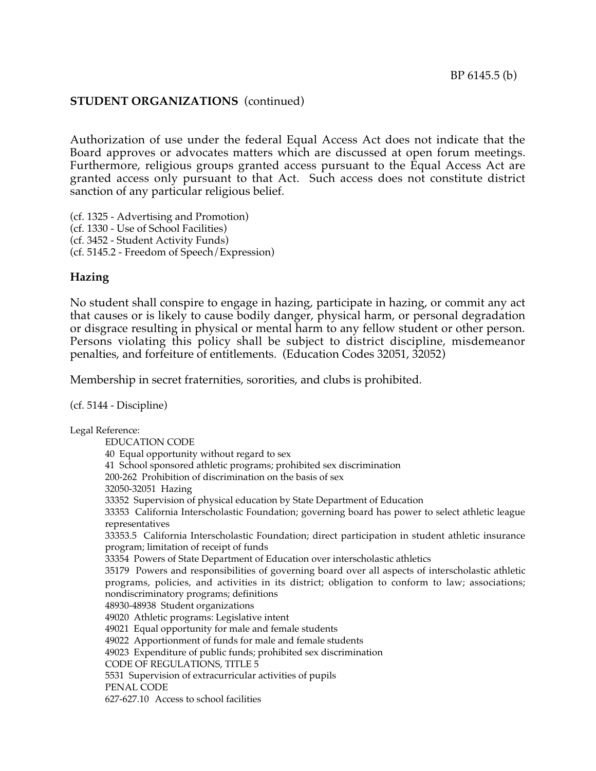**STUDENT ORGANIZATIONS** (continued)

Authorization of use under the federal Equal Access Act does not indicate that the Board approves or advocates matters which are discussed at open forum meetings. Furthermore, religious groups granted access pursuant to the Equal Access Act are granted access only pursuant to that Act. Such access does not constitute district sanction of any particular religious belief.

(cf. 1325 - Advertising and Promotion)
(cf. 1330 - Use of School Facilities)
(cf. 3452 - Student Activity Funds)
(cf. 5145.2 - Freedom of Speech/Expression)

## Hazing

No student shall conspire to engage in hazing, participate in hazing, or commit any act that causes or is likely to cause bodily danger, physical harm, or personal degradation or disgrace resulting in physical or mental harm to any fellow student or other person. Persons violating this policy shall be subject to district discipline, misdemeanor penalties, and forfeiture of entitlements. (Education Codes 32051, 32052)

Membership in secret fraternities, sororities, and clubs is prohibited.

(cf. 5144 - Discipline)

Legal Reference:

EDUCATION CODE
40 Equal opportunity without regard to sex
41 School sponsored athletic programs; prohibited sex discrimination
200-262 Prohibition of discrimination on the basis of sex
32050-32051 Hazing
33352 Supervision of physical education by State Department of Education
33353 California Interscholastic Foundation; governing board has power to select athletic league representatives
33353.5 California Interscholastic Foundation; direct participation in student athletic insurance program; limitation of receipt of funds
33354 Powers of State Department of Education over interscholastic athletics
35179 Powers and responsibilities of governing board over all aspects of interscholastic athletic programs, policies, and activities in its district; obligation to conform to law; associations; nondiscriminatory programs; definitions
48930-48938 Student organizations
49020 Athletic programs: Legislative intent
49021 Equal opportunity for male and female students
49022 Apportionment of funds for male and female students
49023 Expenditure of public funds; prohibited sex discrimination
CODE OF REGULATIONS, TITLE 5
5531 Supervision of extracurricular activities of pupils
PENAL CODE
627-627.10 Access to school facilities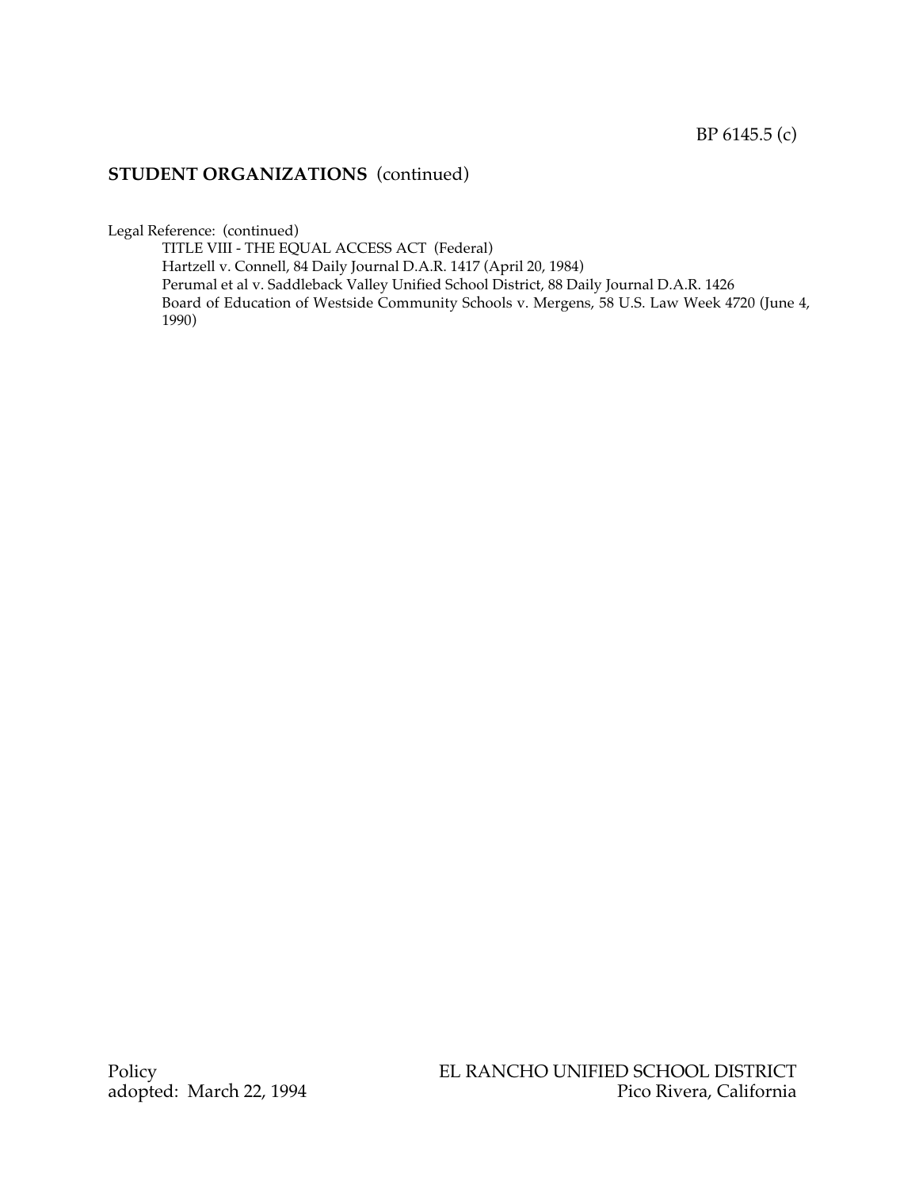**STUDENT ORGANIZATIONS** (continued)

Legal Reference: (continued)

TITLE VIII - THE EQUAL ACCESS ACT (Federal)
Hartzell v. Connell, 84 Daily Journal D.A.R. 1417 (April 20, 1984)
Perumal et al v. Saddleback Valley Unified School District, 88 Daily Journal D.A.R. 1426
Board of Education of Westside Community Schools v. Mergens, 58 U.S. Law Week 4720 (June 4, 1990)

Policy
adopted: March 22, 1994

EL RANCHO UNIFIED SCHOOL DISTRICT
Pico Rivera, California